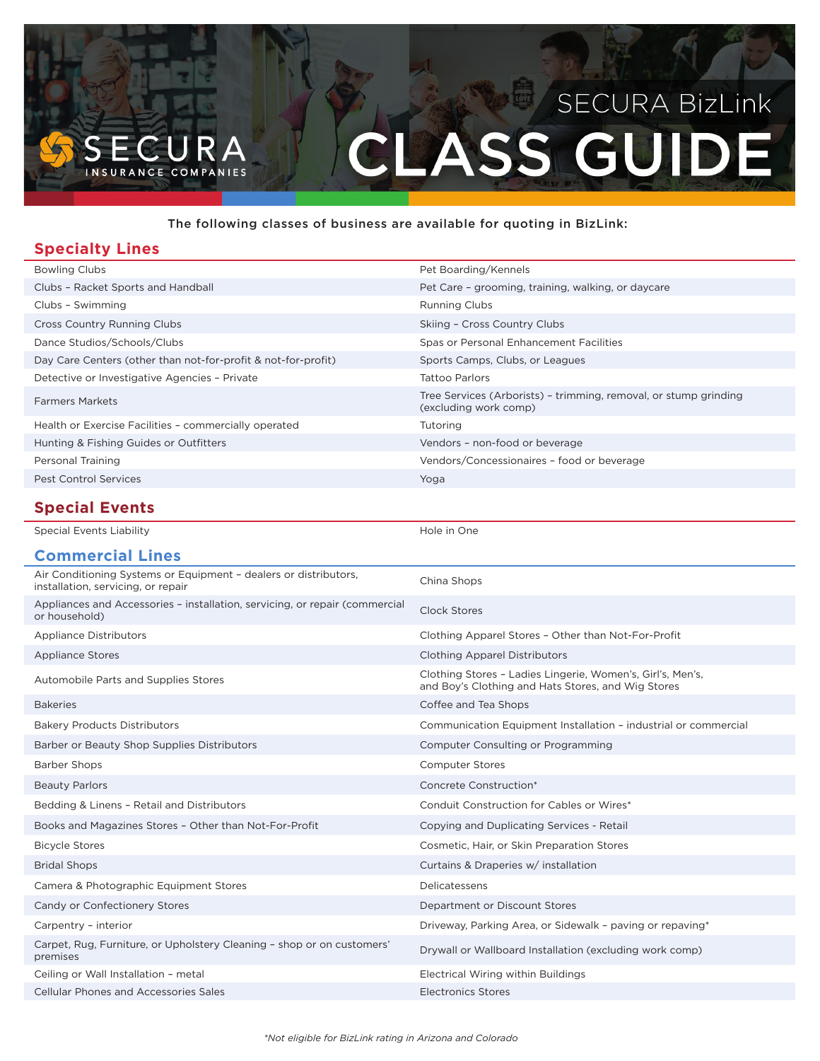# SECURA BizLink CLASS GUIDE

SECURA INSURANCE COMPANIES

The following classes of business are available for quoting in BizLink:

## Specialty Lines

| | |
|---|---|
| Bowling Clubs | Pet Boarding/Kennels |
| Clubs – Racket Sports and Handball | Pet Care – grooming, training, walking, or daycare |
| Clubs – Swimming | Running Clubs |
| Cross Country Running Clubs | Skiing – Cross Country Clubs |
| Dance Studios/Schools/Clubs | Spas or Personal Enhancement Facilities |
| Day Care Centers (other than not-for-profit & not-for-profit) | Sports Camps, Clubs, or Leagues |
| Detective or Investigative Agencies – Private | Tattoo Parlors |
| Farmers Markets | Tree Services (Arborists) – trimming, removal, or stump grinding (excluding work comp) |
| Health or Exercise Facilities – commercially operated | Tutoring |
| Hunting & Fishing Guides or Outfitters | Vendors – non-food or beverage |
| Personal Training | Vendors/Concessionaires – food or beverage |
| Pest Control Services | Yoga |

## Special Events

| | |
|---|---|
| Special Events Liability | Hole in One |

## Commercial Lines

| | |
|---|---|
| Air Conditioning Systems or Equipment – dealers or distributors, installation, servicing, or repair | China Shops |
| Appliances and Accessories – installation, servicing, or repair (commercial or household) | Clock Stores |
| Appliance Distributors | Clothing Apparel Stores – Other than Not-For-Profit |
| Appliance Stores | Clothing Apparel Distributors |
| Automobile Parts and Supplies Stores | Clothing Stores – Ladies Lingerie, Women's, Girl's, Men's, and Boy's Clothing and Hats Stores, and Wig Stores |
| Bakeries | Coffee and Tea Shops |
| Bakery Products Distributors | Communication Equipment Installation – industrial or commercial |
| Barber or Beauty Shop Supplies Distributors | Computer Consulting or Programming |
| Barber Shops | Computer Stores |
| Beauty Parlors | Concrete Construction* |
| Bedding & Linens – Retail and Distributors | Conduit Construction for Cables or Wires* |
| Books and Magazines Stores – Other than Not-For-Profit | Copying and Duplicating Services - Retail |
| Bicycle Stores | Cosmetic, Hair, or Skin Preparation Stores |
| Bridal Shops | Curtains & Draperies w/ installation |
| Camera & Photographic Equipment Stores | Delicatessens |
| Candy or Confectionery Stores | Department or Discount Stores |
| Carpentry – interior | Driveway, Parking Area, or Sidewalk – paving or repaving* |
| Carpet, Rug, Furniture, or Upholstery Cleaning – shop or on customers' premises | Drywall or Wallboard Installation (excluding work comp) |
| Ceiling or Wall Installation – metal | Electrical Wiring within Buildings |
| Cellular Phones and Accessories Sales | Electronics Stores |

*Not eligible for BizLink rating in Arizona and Colorado*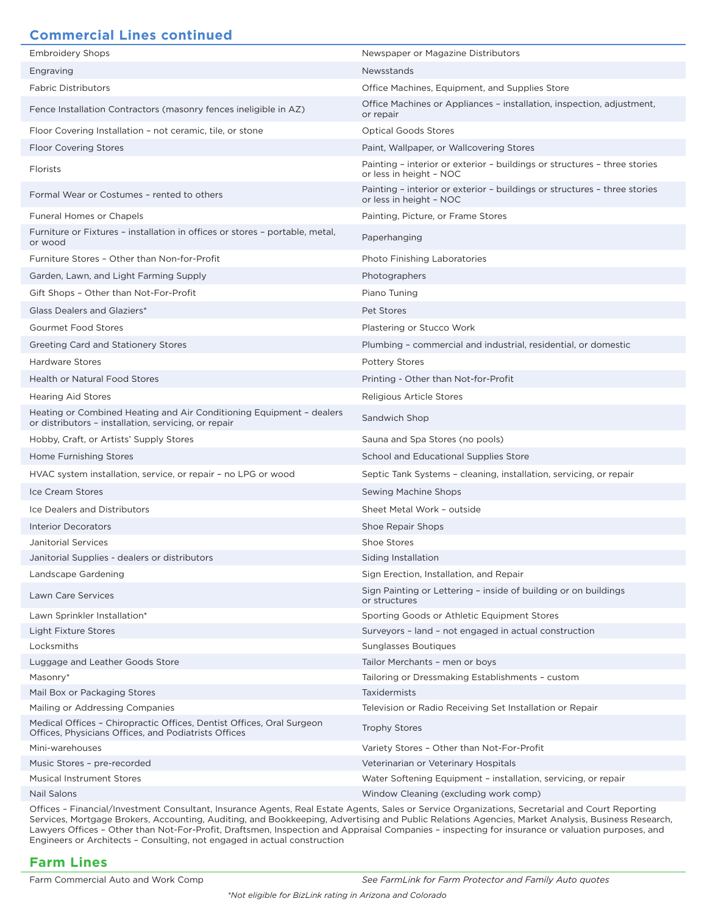## Commercial Lines continued

| | |
|---|---|
| Embroidery Shops | Newspaper or Magazine Distributors |
| Engraving | Newsstands |
| Fabric Distributors | Office Machines, Equipment, and Supplies Store |
| Fence Installation Contractors (masonry fences ineligible in AZ) | Office Machines or Appliances – installation, inspection, adjustment, or repair |
| Floor Covering Installation – not ceramic, tile, or stone | Optical Goods Stores |
| Floor Covering Stores | Paint, Wallpaper, or Wallcovering Stores |
| Florists | Painting – interior or exterior – buildings or structures – three stories or less in height – NOC |
| Formal Wear or Costumes – rented to others | Painting – interior or exterior – buildings or structures – three stories or less in height – NOC |
| Funeral Homes or Chapels | Painting, Picture, or Frame Stores |
| Furniture or Fixtures – installation in offices or stores – portable, metal, or wood | Paperhanging |
| Furniture Stores – Other than Non-for-Profit | Photo Finishing Laboratories |
| Garden, Lawn, and Light Farming Supply | Photographers |
| Gift Shops – Other than Not-For-Profit | Piano Tuning |
| Glass Dealers and Glaziers* | Pet Stores |
| Gourmet Food Stores | Plastering or Stucco Work |
| Greeting Card and Stationery Stores | Plumbing – commercial and industrial, residential, or domestic |
| Hardware Stores | Pottery Stores |
| Health or Natural Food Stores | Printing - Other than Not-for-Profit |
| Hearing Aid Stores | Religious Article Stores |
| Heating or Combined Heating and Air Conditioning Equipment – dealers or distributors – installation, servicing, or repair | Sandwich Shop |
| Hobby, Craft, or Artists' Supply Stores | Sauna and Spa Stores (no pools) |
| Home Furnishing Stores | School and Educational Supplies Store |
| HVAC system installation, service, or repair – no LPG or wood | Septic Tank Systems – cleaning, installation, servicing, or repair |
| Ice Cream Stores | Sewing Machine Shops |
| Ice Dealers and Distributors | Sheet Metal Work – outside |
| Interior Decorators | Shoe Repair Shops |
| Janitorial Services | Shoe Stores |
| Janitorial Supplies - dealers or distributors | Siding Installation |
| Landscape Gardening | Sign Erection, Installation, and Repair |
| Lawn Care Services | Sign Painting or Lettering – inside of building or on buildings or structures |
| Lawn Sprinkler Installation* | Sporting Goods or Athletic Equipment Stores |
| Light Fixture Stores | Surveyors – land – not engaged in actual construction |
| Locksmiths | Sunglasses Boutiques |
| Luggage and Leather Goods Store | Tailor Merchants – men or boys |
| Masonry* | Tailoring or Dressmaking Establishments – custom |
| Mail Box or Packaging Stores | Taxidermists |
| Mailing or Addressing Companies | Television or Radio Receiving Set Installation or Repair |
| Medical Offices – Chiropractic Offices, Dentist Offices, Oral Surgeon Offices, Physicians Offices, and Podiatrists Offices | Trophy Stores |
| Mini-warehouses | Variety Stores – Other than Not-For-Profit |
| Music Stores – pre-recorded | Veterinarian or Veterinary Hospitals |
| Musical Instrument Stores | Water Softening Equipment – installation, servicing, or repair |
| Nail Salons | Window Cleaning (excluding work comp) |

Offices – Financial/Investment Consultant, Insurance Agents, Real Estate Agents, Sales or Service Organizations, Secretarial and Court Reporting Services, Mortgage Brokers, Accounting, Auditing, and Bookkeeping, Advertising and Public Relations Agencies, Market Analysis, Business Research, Lawyers Offices – Other than Not-For-Profit, Draftsmen, Inspection and Appraisal Companies – inspecting for insurance or valuation purposes, and Engineers or Architects – Consulting, not engaged in actual construction

## Farm Lines

Farm Commercial Auto and Work Comp

*See FarmLink for Farm Protector and Family Auto quotes*

**Not eligible for BizLink rating in Arizona and Colorado*